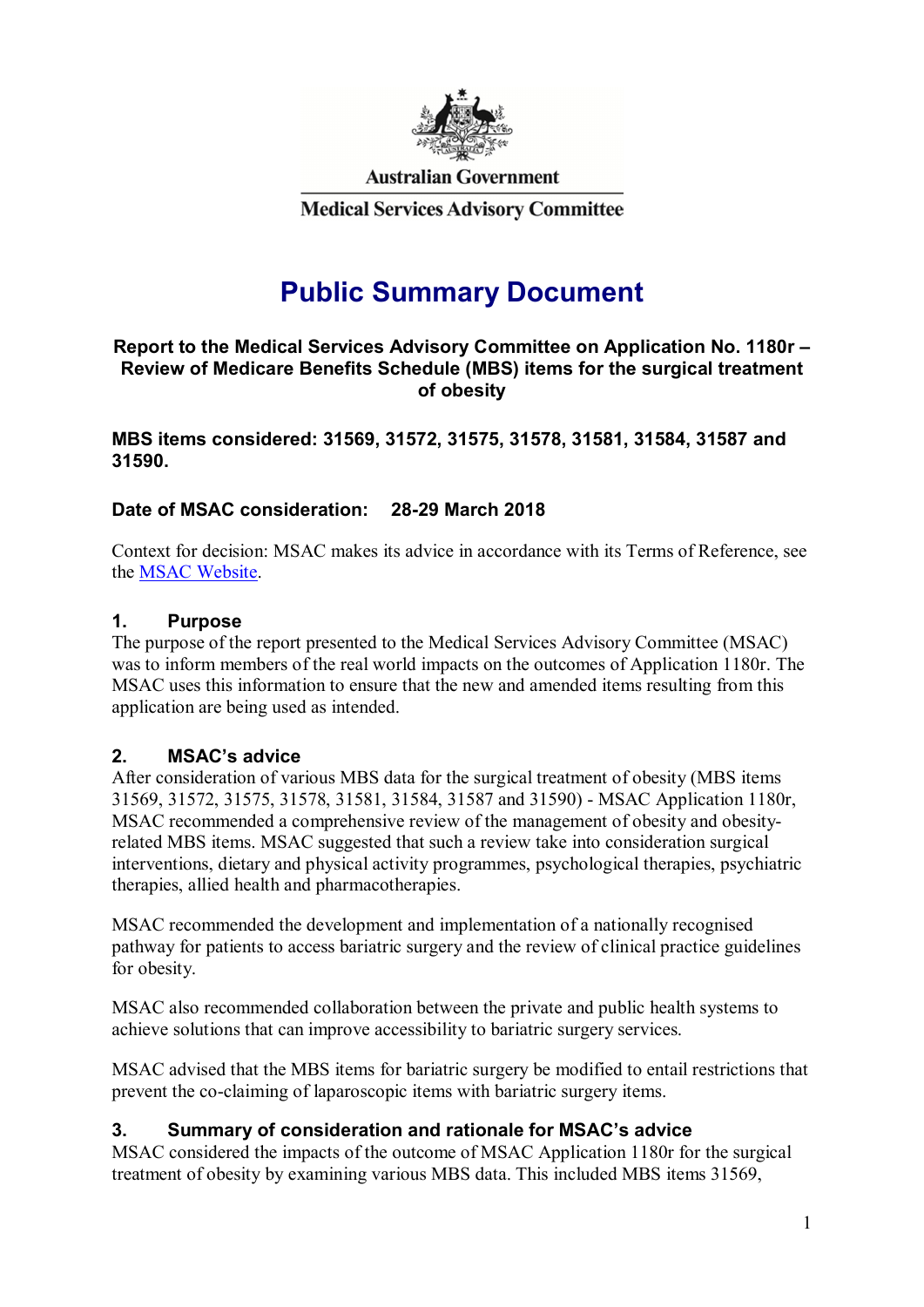Australian Government

Medical Services Advisory Committee

# Public Summary Document

**Report to the Medical Services Advisory Committee on Application No. 1180r – Review of Medicare Benefits Schedule (MBS) items for the surgical treatment of obesity**

**MBS items considered: 31569, 31572, 31575, 31578, 31581, 31584, 31587 and 31590.**

**Date of MSAC consideration: 28-29 March 2018**

Context for decision: MSAC makes its advice in accordance with its Terms of Reference, see the MSAC Website.

## 1. Purpose

The purpose of the report presented to the Medical Services Advisory Committee (MSAC) was to inform members of the real world impacts on the outcomes of Application 1180r. The MSAC uses this information to ensure that the new and amended items resulting from this application are being used as intended.

## 2. MSAC's advice

After consideration of various MBS data for the surgical treatment of obesity (MBS items 31569, 31572, 31575, 31578, 31581, 31584, 31587 and 31590) - MSAC Application 1180r, MSAC recommended a comprehensive review of the management of obesity and obesity-related MBS items. MSAC suggested that such a review take into consideration surgical interventions, dietary and physical activity programmes, psychological therapies, psychiatric therapies, allied health and pharmacotherapies.

MSAC recommended the development and implementation of a nationally recognised pathway for patients to access bariatric surgery and the review of clinical practice guidelines for obesity.

MSAC also recommended collaboration between the private and public health systems to achieve solutions that can improve accessibility to bariatric surgery services.

MSAC advised that the MBS items for bariatric surgery be modified to entail restrictions that prevent the co-claiming of laparoscopic items with bariatric surgery items.

## 3. Summary of consideration and rationale for MSAC's advice

MSAC considered the impacts of the outcome of MSAC Application 1180r for the surgical treatment of obesity by examining various MBS data. This included MBS items 31569,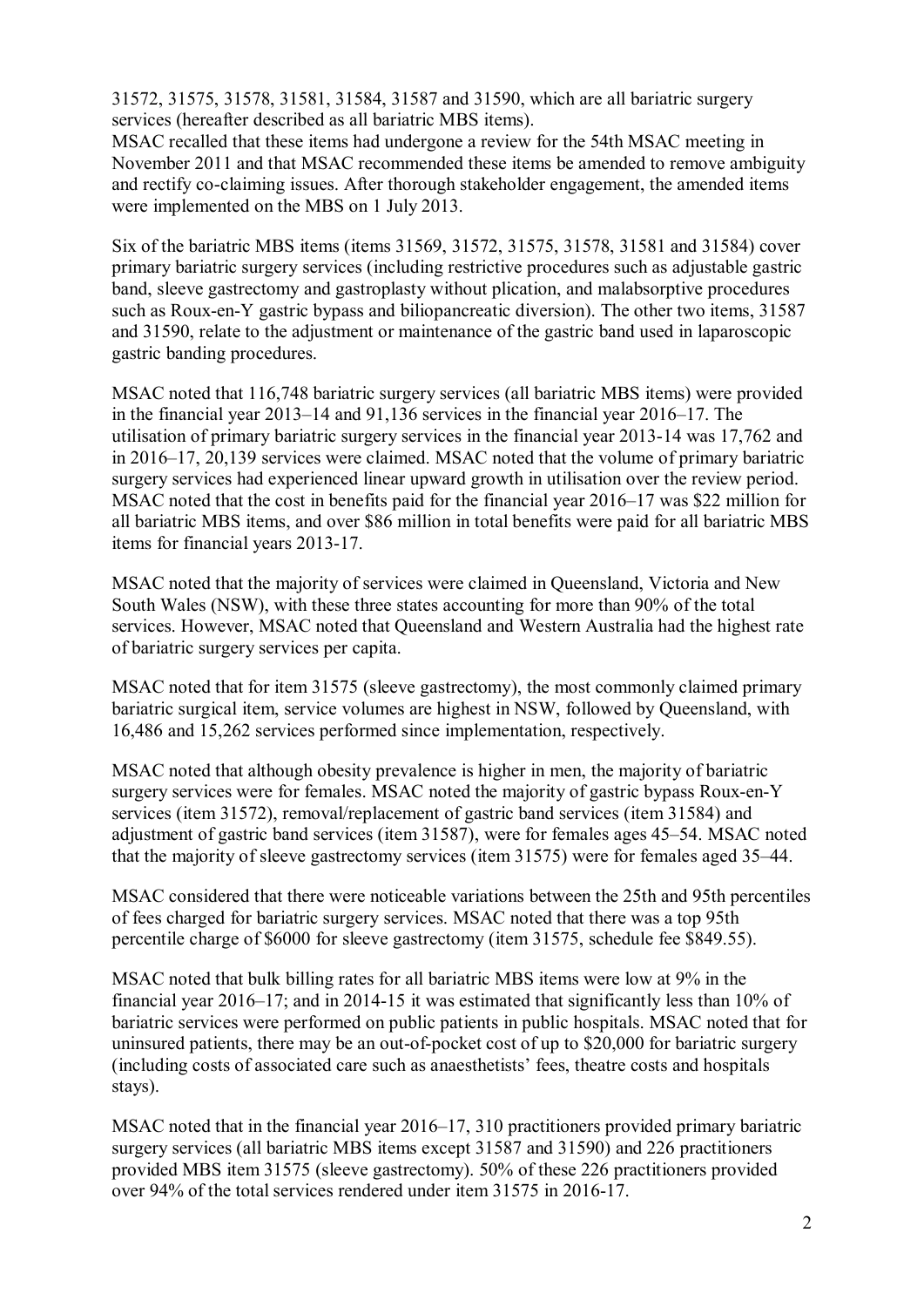31572, 31575, 31578, 31581, 31584, 31587 and 31590, which are all bariatric surgery services (hereafter described as all bariatric MBS items).

MSAC recalled that these items had undergone a review for the 54th MSAC meeting in November 2011 and that MSAC recommended these items be amended to remove ambiguity and rectify co-claiming issues. After thorough stakeholder engagement, the amended items were implemented on the MBS on 1 July 2013.

Six of the bariatric MBS items (items 31569, 31572, 31575, 31578, 31581 and 31584) cover primary bariatric surgery services (including restrictive procedures such as adjustable gastric band, sleeve gastrectomy and gastroplasty without plication, and malabsorptive procedures such as Roux-en-Y gastric bypass and biliopancreatic diversion). The other two items, 31587 and 31590, relate to the adjustment or maintenance of the gastric band used in laparoscopic gastric banding procedures.

MSAC noted that 116,748 bariatric surgery services (all bariatric MBS items) were provided in the financial year 2013–14 and 91,136 services in the financial year 2016–17. The utilisation of primary bariatric surgery services in the financial year 2013-14 was 17,762 and in 2016–17, 20,139 services were claimed. MSAC noted that the volume of primary bariatric surgery services had experienced linear upward growth in utilisation over the review period. MSAC noted that the cost in benefits paid for the financial year 2016–17 was $22 million for all bariatric MBS items, and over $86 million in total benefits were paid for all bariatric MBS items for financial years 2013-17.

MSAC noted that the majority of services were claimed in Queensland, Victoria and New South Wales (NSW), with these three states accounting for more than 90% of the total services. However, MSAC noted that Queensland and Western Australia had the highest rate of bariatric surgery services per capita.

MSAC noted that for item 31575 (sleeve gastrectomy), the most commonly claimed primary bariatric surgical item, service volumes are highest in NSW, followed by Queensland, with 16,486 and 15,262 services performed since implementation, respectively.

MSAC noted that although obesity prevalence is higher in men, the majority of bariatric surgery services were for females. MSAC noted the majority of gastric bypass Roux-en-Y services (item 31572), removal/replacement of gastric band services (item 31584) and adjustment of gastric band services (item 31587), were for females ages 45–54. MSAC noted that the majority of sleeve gastrectomy services (item 31575) were for females aged 35–44.

MSAC considered that there were noticeable variations between the 25th and 95th percentiles of fees charged for bariatric surgery services. MSAC noted that there was a top 95th percentile charge of $6000 for sleeve gastrectomy (item 31575, schedule fee $849.55).

MSAC noted that bulk billing rates for all bariatric MBS items were low at 9% in the financial year 2016–17; and in 2014-15 it was estimated that significantly less than 10% of bariatric services were performed on public patients in public hospitals. MSAC noted that for uninsured patients, there may be an out-of-pocket cost of up to $20,000 for bariatric surgery (including costs of associated care such as anaesthetists' fees, theatre costs and hospitals stays).

MSAC noted that in the financial year 2016–17, 310 practitioners provided primary bariatric surgery services (all bariatric MBS items except 31587 and 31590) and 226 practitioners provided MBS item 31575 (sleeve gastrectomy). 50% of these 226 practitioners provided over 94% of the total services rendered under item 31575 in 2016-17.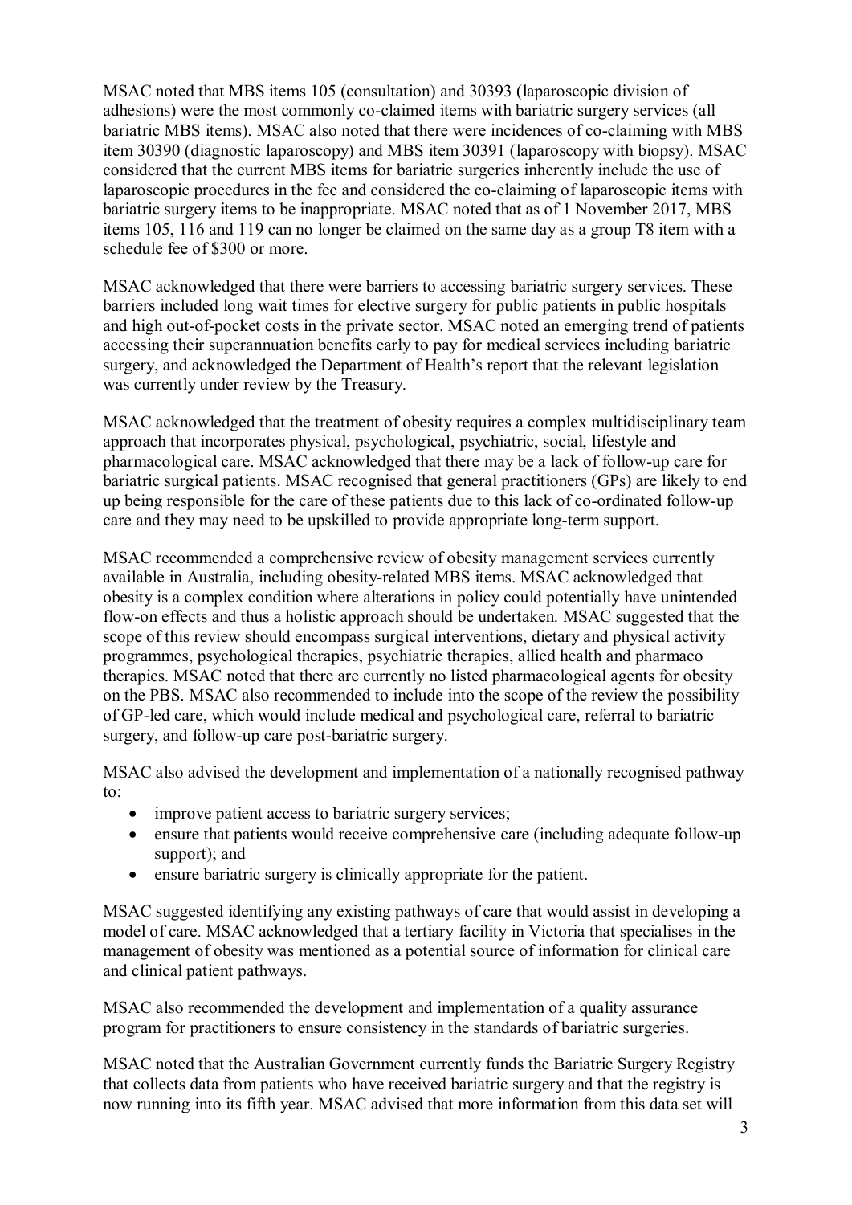MSAC noted that MBS items 105 (consultation) and 30393 (laparoscopic division of adhesions) were the most commonly co-claimed items with bariatric surgery services (all bariatric MBS items). MSAC also noted that there were incidences of co-claiming with MBS item 30390 (diagnostic laparoscopy) and MBS item 30391 (laparoscopy with biopsy). MSAC considered that the current MBS items for bariatric surgeries inherently include the use of laparoscopic procedures in the fee and considered the co-claiming of laparoscopic items with bariatric surgery items to be inappropriate. MSAC noted that as of 1 November 2017, MBS items 105, 116 and 119 can no longer be claimed on the same day as a group T8 item with a schedule fee of $300 or more.

MSAC acknowledged that there were barriers to accessing bariatric surgery services. These barriers included long wait times for elective surgery for public patients in public hospitals and high out-of-pocket costs in the private sector. MSAC noted an emerging trend of patients accessing their superannuation benefits early to pay for medical services including bariatric surgery, and acknowledged the Department of Health's report that the relevant legislation was currently under review by the Treasury.

MSAC acknowledged that the treatment of obesity requires a complex multidisciplinary team approach that incorporates physical, psychological, psychiatric, social, lifestyle and pharmacological care. MSAC acknowledged that there may be a lack of follow-up care for bariatric surgical patients. MSAC recognised that general practitioners (GPs) are likely to end up being responsible for the care of these patients due to this lack of co-ordinated follow-up care and they may need to be upskilled to provide appropriate long-term support.

MSAC recommended a comprehensive review of obesity management services currently available in Australia, including obesity-related MBS items. MSAC acknowledged that obesity is a complex condition where alterations in policy could potentially have unintended flow-on effects and thus a holistic approach should be undertaken. MSAC suggested that the scope of this review should encompass surgical interventions, dietary and physical activity programmes, psychological therapies, psychiatric therapies, allied health and pharmaco therapies. MSAC noted that there are currently no listed pharmacological agents for obesity on the PBS. MSAC also recommended to include into the scope of the review the possibility of GP-led care, which would include medical and psychological care, referral to bariatric surgery, and follow-up care post-bariatric surgery.

MSAC also advised the development and implementation of a nationally recognised pathway to:

- improve patient access to bariatric surgery services;
- ensure that patients would receive comprehensive care (including adequate follow-up support); and
- ensure bariatric surgery is clinically appropriate for the patient.

MSAC suggested identifying any existing pathways of care that would assist in developing a model of care. MSAC acknowledged that a tertiary facility in Victoria that specialises in the management of obesity was mentioned as a potential source of information for clinical care and clinical patient pathways.

MSAC also recommended the development and implementation of a quality assurance program for practitioners to ensure consistency in the standards of bariatric surgeries.

MSAC noted that the Australian Government currently funds the Bariatric Surgery Registry that collects data from patients who have received bariatric surgery and that the registry is now running into its fifth year. MSAC advised that more information from this data set will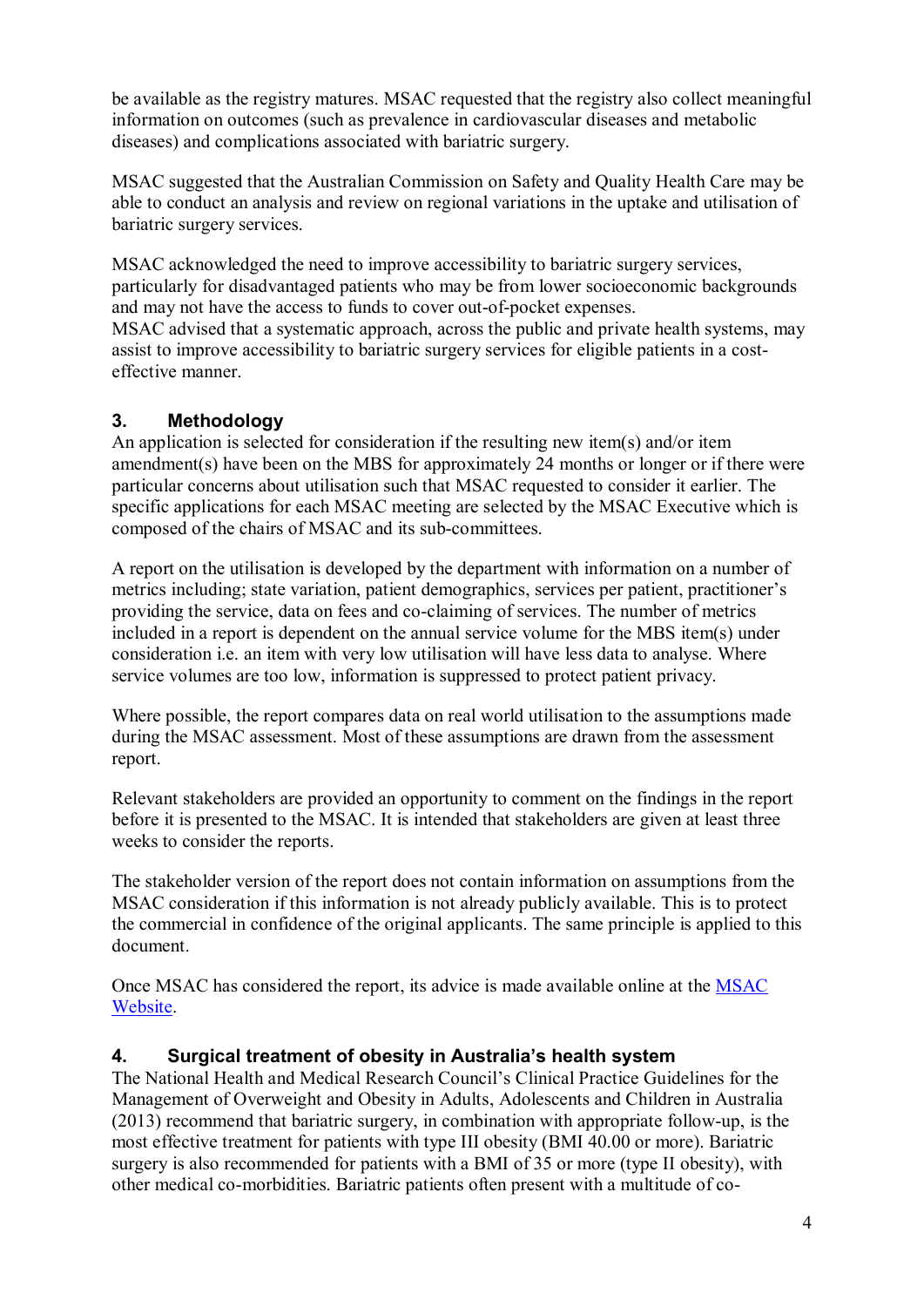be available as the registry matures. MSAC requested that the registry also collect meaningful information on outcomes (such as prevalence in cardiovascular diseases and metabolic diseases) and complications associated with bariatric surgery.

MSAC suggested that the Australian Commission on Safety and Quality Health Care may be able to conduct an analysis and review on regional variations in the uptake and utilisation of bariatric surgery services.

MSAC acknowledged the need to improve accessibility to bariatric surgery services, particularly for disadvantaged patients who may be from lower socioeconomic backgrounds and may not have the access to funds to cover out-of-pocket expenses.
MSAC advised that a systematic approach, across the public and private health systems, may assist to improve accessibility to bariatric surgery services for eligible patients in a cost-effective manner.

## 3. Methodology

An application is selected for consideration if the resulting new item(s) and/or item amendment(s) have been on the MBS for approximately 24 months or longer or if there were particular concerns about utilisation such that MSAC requested to consider it earlier. The specific applications for each MSAC meeting are selected by the MSAC Executive which is composed of the chairs of MSAC and its sub-committees.

A report on the utilisation is developed by the department with information on a number of metrics including; state variation, patient demographics, services per patient, practitioner's providing the service, data on fees and co-claiming of services. The number of metrics included in a report is dependent on the annual service volume for the MBS item(s) under consideration i.e. an item with very low utilisation will have less data to analyse. Where service volumes are too low, information is suppressed to protect patient privacy.

Where possible, the report compares data on real world utilisation to the assumptions made during the MSAC assessment. Most of these assumptions are drawn from the assessment report.

Relevant stakeholders are provided an opportunity to comment on the findings in the report before it is presented to the MSAC. It is intended that stakeholders are given at least three weeks to consider the reports.

The stakeholder version of the report does not contain information on assumptions from the MSAC consideration if this information is not already publicly available. This is to protect the commercial in confidence of the original applicants. The same principle is applied to this document.

Once MSAC has considered the report, its advice is made available online at the [MSAC Website](MSAC Website).

## 4. Surgical treatment of obesity in Australia's health system

The National Health and Medical Research Council's Clinical Practice Guidelines for the Management of Overweight and Obesity in Adults, Adolescents and Children in Australia (2013) recommend that bariatric surgery, in combination with appropriate follow-up, is the most effective treatment for patients with type III obesity (BMI 40.00 or more). Bariatric surgery is also recommended for patients with a BMI of 35 or more (type II obesity), with other medical co-morbidities. Bariatric patients often present with a multitude of co-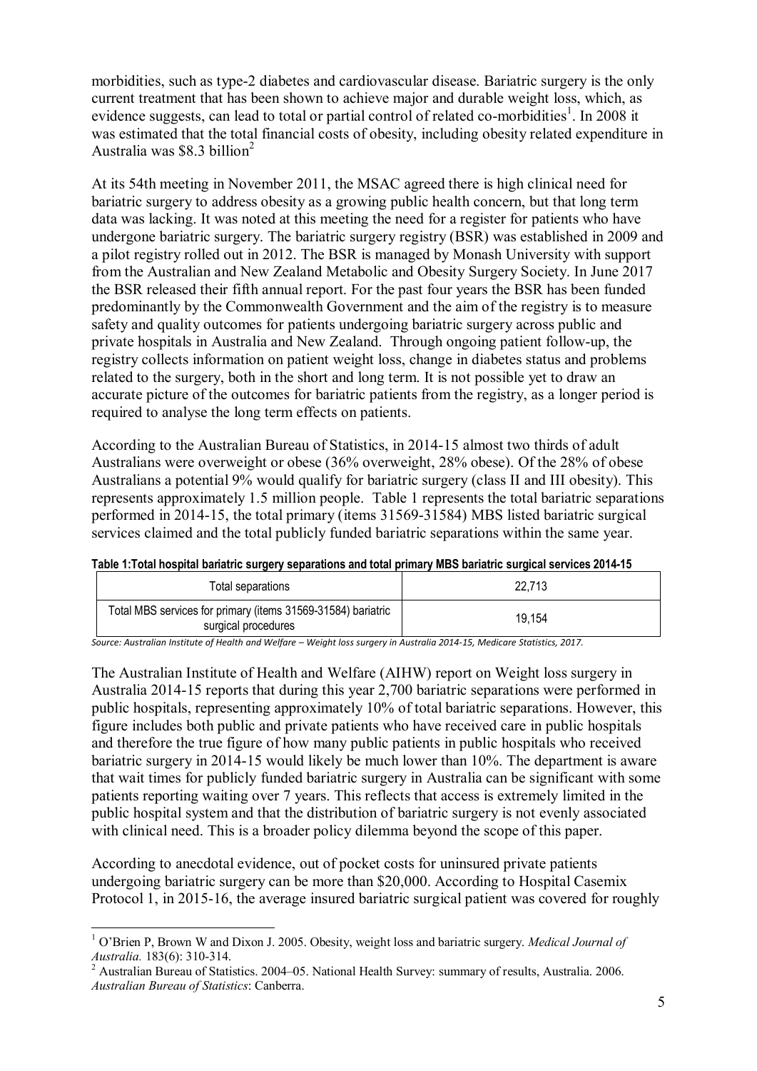morbidities, such as type-2 diabetes and cardiovascular disease. Bariatric surgery is the only current treatment that has been shown to achieve major and durable weight loss, which, as evidence suggests, can lead to total or partial control of related co-morbidities[1]. In 2008 it was estimated that the total financial costs of obesity, including obesity related expenditure in Australia was $8.3 billion[2]

At its 54th meeting in November 2011, the MSAC agreed there is high clinical need for bariatric surgery to address obesity as a growing public health concern, but that long term data was lacking. It was noted at this meeting the need for a register for patients who have undergone bariatric surgery. The bariatric surgery registry (BSR) was established in 2009 and a pilot registry rolled out in 2012. The BSR is managed by Monash University with support from the Australian and New Zealand Metabolic and Obesity Surgery Society. In June 2017 the BSR released their fifth annual report. For the past four years the BSR has been funded predominantly by the Commonwealth Government and the aim of the registry is to measure safety and quality outcomes for patients undergoing bariatric surgery across public and private hospitals in Australia and New Zealand. Through ongoing patient follow-up, the registry collects information on patient weight loss, change in diabetes status and problems related to the surgery, both in the short and long term. It is not possible yet to draw an accurate picture of the outcomes for bariatric patients from the registry, as a longer period is required to analyse the long term effects on patients.

According to the Australian Bureau of Statistics, in 2014-15 almost two thirds of adult Australians were overweight or obese (36% overweight, 28% obese). Of the 28% of obese Australians a potential 9% would qualify for bariatric surgery (class II and III obesity). This represents approximately 1.5 million people. Table 1 represents the total bariatric separations performed in 2014-15, the total primary (items 31569-31584) MBS listed bariatric surgical services claimed and the total publicly funded bariatric separations within the same year.

**Table 1:Total hospital bariatric surgery separations and total primary MBS bariatric surgical services 2014-15**

| Total separations | 22,713 |
|---|---|
| Total MBS services for primary (items 31569-31584) bariatric surgical procedures | 19,154 |

*Source: Australian Institute of Health and Welfare – Weight loss surgery in Australia 2014-15, Medicare Statistics, 2017.*

The Australian Institute of Health and Welfare (AIHW) report on Weight loss surgery in Australia 2014-15 reports that during this year 2,700 bariatric separations were performed in public hospitals, representing approximately 10% of total bariatric separations. However, this figure includes both public and private patients who have received care in public hospitals and therefore the true figure of how many public patients in public hospitals who received bariatric surgery in 2014-15 would likely be much lower than 10%. The department is aware that wait times for publicly funded bariatric surgery in Australia can be significant with some patients reporting waiting over 7 years. This reflects that access is extremely limited in the public hospital system and that the distribution of bariatric surgery is not evenly associated with clinical need. This is a broader policy dilemma beyond the scope of this paper.

According to anecdotal evidence, out of pocket costs for uninsured private patients undergoing bariatric surgery can be more than $20,000. According to Hospital Casemix Protocol 1, in 2015-16, the average insured bariatric surgical patient was covered for roughly

[1] O'Brien P, Brown W and Dixon J. 2005. Obesity, weight loss and bariatric surgery. *Medical Journal of Australia.* 183(6): 310-314.

[2] Australian Bureau of Statistics. 2004–05. National Health Survey: summary of results, Australia. 2006. *Australian Bureau of Statistics*: Canberra.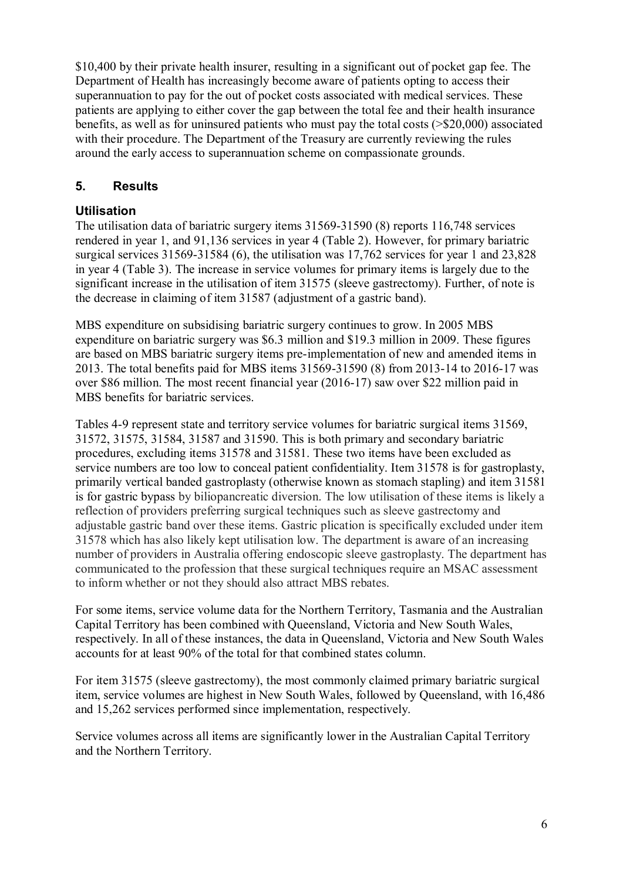$10,400 by their private health insurer, resulting in a significant out of pocket gap fee. The Department of Health has increasingly become aware of patients opting to access their superannuation to pay for the out of pocket costs associated with medical services. These patients are applying to either cover the gap between the total fee and their health insurance benefits, as well as for uninsured patients who must pay the total costs (>$20,000) associated with their procedure. The Department of the Treasury are currently reviewing the rules around the early access to superannuation scheme on compassionate grounds.

## 5. Results

### Utilisation

The utilisation data of bariatric surgery items 31569-31590 (8) reports 116,748 services rendered in year 1, and 91,136 services in year 4 (Table 2). However, for primary bariatric surgical services 31569-31584 (6), the utilisation was 17,762 services for year 1 and 23,828 in year 4 (Table 3). The increase in service volumes for primary items is largely due to the significant increase in the utilisation of item 31575 (sleeve gastrectomy). Further, of note is the decrease in claiming of item 31587 (adjustment of a gastric band).

MBS expenditure on subsidising bariatric surgery continues to grow. In 2005 MBS expenditure on bariatric surgery was $6.3 million and $19.3 million in 2009. These figures are based on MBS bariatric surgery items pre-implementation of new and amended items in 2013. The total benefits paid for MBS items 31569-31590 (8) from 2013-14 to 2016-17 was over $86 million. The most recent financial year (2016-17) saw over $22 million paid in MBS benefits for bariatric services.

Tables 4-9 represent state and territory service volumes for bariatric surgical items 31569, 31572, 31575, 31584, 31587 and 31590. This is both primary and secondary bariatric procedures, excluding items 31578 and 31581. These two items have been excluded as service numbers are too low to conceal patient confidentiality. Item 31578 is for gastroplasty, primarily vertical banded gastroplasty (otherwise known as stomach stapling) and item 31581 is for gastric bypass by biliopancreatic diversion. The low utilisation of these items is likely a reflection of providers preferring surgical techniques such as sleeve gastrectomy and adjustable gastric band over these items. Gastric plication is specifically excluded under item 31578 which has also likely kept utilisation low. The department is aware of an increasing number of providers in Australia offering endoscopic sleeve gastroplasty. The department has communicated to the profession that these surgical techniques require an MSAC assessment to inform whether or not they should also attract MBS rebates.

For some items, service volume data for the Northern Territory, Tasmania and the Australian Capital Territory has been combined with Queensland, Victoria and New South Wales, respectively. In all of these instances, the data in Queensland, Victoria and New South Wales accounts for at least 90% of the total for that combined states column.

For item 31575 (sleeve gastrectomy), the most commonly claimed primary bariatric surgical item, service volumes are highest in New South Wales, followed by Queensland, with 16,486 and 15,262 services performed since implementation, respectively.

Service volumes across all items are significantly lower in the Australian Capital Territory and the Northern Territory.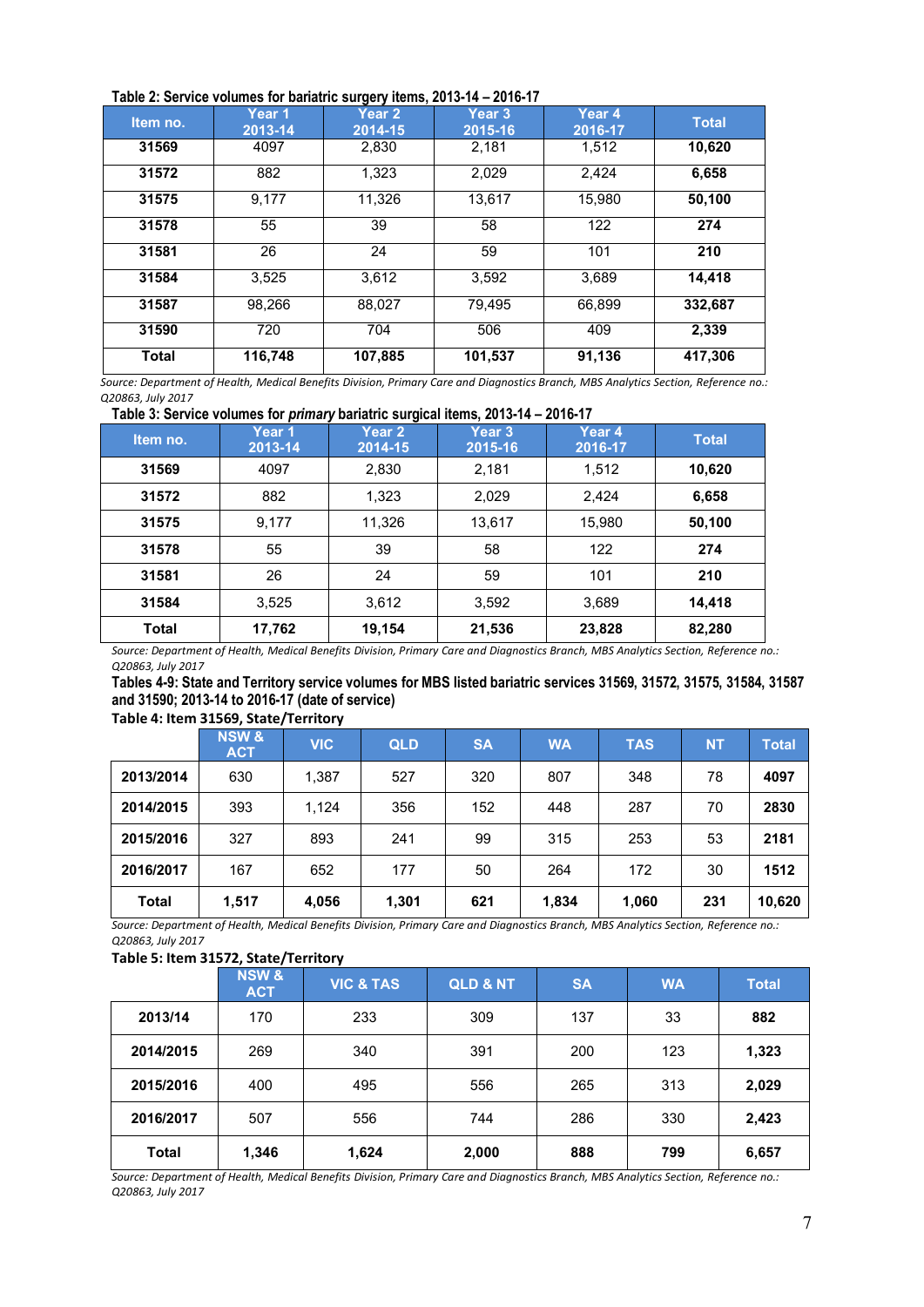**Table 2: Service volumes for bariatric surgery items, 2013-14 – 2016-17**

| Item no. | Year 1 2013-14 | Year 2 2014-15 | Year 3 2015-16 | Year 4 2016-17 | Total |
|---|---|---|---|---|---|
| **31569** | 4097 | 2,830 | 2,181 | 1,512 | **10,620** |
| **31572** | 882 | 1,323 | 2,029 | 2,424 | **6,658** |
| **31575** | 9,177 | 11,326 | 13,617 | 15,980 | **50,100** |
| **31578** | 55 | 39 | 58 | 122 | **274** |
| **31581** | 26 | 24 | 59 | 101 | **210** |
| **31584** | 3,525 | 3,612 | 3,592 | 3,689 | **14,418** |
| **31587** | 98,266 | 88,027 | 79,495 | 66,899 | **332,687** |
| **31590** | 720 | 704 | 506 | 409 | **2,339** |
| **Total** | **116,748** | **107,885** | **101,537** | **91,136** | **417,306** |

*Source: Department of Health, Medical Benefits Division, Primary Care and Diagnostics Branch, MBS Analytics Section, Reference no.: Q20863, July 2017*

**Table 3: Service volumes for *primary* bariatric surgical items, 2013-14 – 2016-17**

| Item no. | Year 1 2013-14 | Year 2 2014-15 | Year 3 2015-16 | Year 4 2016-17 | Total |
|---|---|---|---|---|---|
| **31569** | 4097 | 2,830 | 2,181 | 1,512 | **10,620** |
| **31572** | 882 | 1,323 | 2,029 | 2,424 | **6,658** |
| **31575** | 9,177 | 11,326 | 13,617 | 15,980 | **50,100** |
| **31578** | 55 | 39 | 58 | 122 | **274** |
| **31581** | 26 | 24 | 59 | 101 | **210** |
| **31584** | 3,525 | 3,612 | 3,592 | 3,689 | **14,418** |
| **Total** | **17,762** | **19,154** | **21,536** | **23,828** | **82,280** |

*Source: Department of Health, Medical Benefits Division, Primary Care and Diagnostics Branch, MBS Analytics Section, Reference no.: Q20863, July 2017*

**Tables 4-9: State and Territory service volumes for MBS listed bariatric services 31569, 31572, 31575, 31584, 31587 and 31590; 2013-14 to 2016-17 (date of service)**

**Table 4: Item 31569, State/Territory**

| | NSW & ACT | VIC | QLD | SA | WA | TAS | NT | Total |
|---|---|---|---|---|---|---|---|---|
| **2013/2014** | 630 | 1,387 | 527 | 320 | 807 | 348 | 78 | **4097** |
| **2014/2015** | 393 | 1,124 | 356 | 152 | 448 | 287 | 70 | **2830** |
| **2015/2016** | 327 | 893 | 241 | 99 | 315 | 253 | 53 | **2181** |
| **2016/2017** | 167 | 652 | 177 | 50 | 264 | 172 | 30 | **1512** |
| **Total** | **1,517** | **4,056** | **1,301** | **621** | **1,834** | **1,060** | **231** | **10,620** |

*Source: Department of Health, Medical Benefits Division, Primary Care and Diagnostics Branch, MBS Analytics Section, Reference no.: Q20863, July 2017*

**Table 5: Item 31572, State/Territory**

| | NSW & ACT | VIC & TAS | QLD & NT | SA | WA | Total |
|---|---|---|---|---|---|---|
| **2013/14** | 170 | 233 | 309 | 137 | 33 | **882** |
| **2014/2015** | 269 | 340 | 391 | 200 | 123 | **1,323** |
| **2015/2016** | 400 | 495 | 556 | 265 | 313 | **2,029** |
| **2016/2017** | 507 | 556 | 744 | 286 | 330 | **2,423** |
| **Total** | **1,346** | **1,624** | **2,000** | **888** | **799** | **6,657** |

*Source: Department of Health, Medical Benefits Division, Primary Care and Diagnostics Branch, MBS Analytics Section, Reference no.: Q20863, July 2017*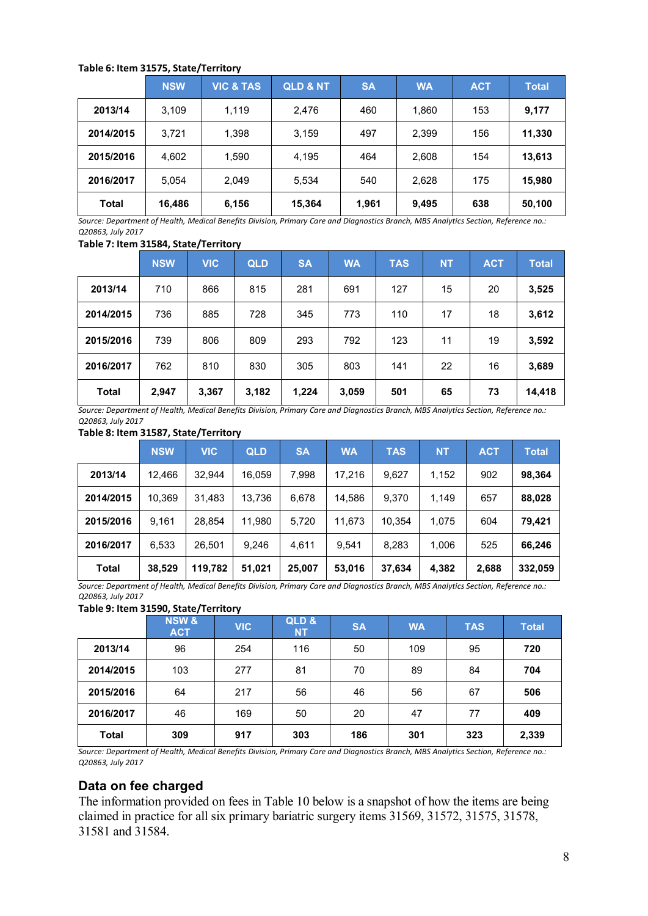**Table 6: Item 31575, State/Territory**

| | NSW | VIC & TAS | QLD & NT | SA | WA | ACT | Total |
|---|---|---|---|---|---|---|---|
| **2013/14** | 3,109 | 1,119 | 2,476 | 460 | 1,860 | 153 | **9,177** |
| **2014/2015** | 3,721 | 1,398 | 3,159 | 497 | 2,399 | 156 | **11,330** |
| **2015/2016** | 4,602 | 1,590 | 4,195 | 464 | 2,608 | 154 | **13,613** |
| **2016/2017** | 5,054 | 2,049 | 5,534 | 540 | 2,628 | 175 | **15,980** |
| **Total** | **16,486** | **6,156** | **15,364** | **1,961** | **9,495** | **638** | **50,100** |

*Source: Department of Health, Medical Benefits Division, Primary Care and Diagnostics Branch, MBS Analytics Section, Reference no.: Q20863, July 2017*

**Table 7: Item 31584, State/Territory**

| | NSW | VIC | QLD | SA | WA | TAS | NT | ACT | Total |
|---|---|---|---|---|---|---|---|---|---|
| **2013/14** | 710 | 866 | 815 | 281 | 691 | 127 | 15 | 20 | **3,525** |
| **2014/2015** | 736 | 885 | 728 | 345 | 773 | 110 | 17 | 18 | **3,612** |
| **2015/2016** | 739 | 806 | 809 | 293 | 792 | 123 | 11 | 19 | **3,592** |
| **2016/2017** | 762 | 810 | 830 | 305 | 803 | 141 | 22 | 16 | **3,689** |
| **Total** | **2,947** | **3,367** | **3,182** | **1,224** | **3,059** | **501** | **65** | **73** | **14,418** |

*Source: Department of Health, Medical Benefits Division, Primary Care and Diagnostics Branch, MBS Analytics Section, Reference no.: Q20863, July 2017*

**Table 8: Item 31587, State/Territory**

| | NSW | VIC | QLD | SA | WA | TAS | NT | ACT | Total |
|---|---|---|---|---|---|---|---|---|---|
| **2013/14** | 12,466 | 32,944 | 16,059 | 7,998 | 17,216 | 9,627 | 1,152 | 902 | **98,364** |
| **2014/2015** | 10,369 | 31,483 | 13,736 | 6,678 | 14,586 | 9,370 | 1,149 | 657 | **88,028** |
| **2015/2016** | 9,161 | 28,854 | 11,980 | 5,720 | 11,673 | 10,354 | 1,075 | 604 | **79,421** |
| **2016/2017** | 6,533 | 26,501 | 9,246 | 4,611 | 9,541 | 8,283 | 1,006 | 525 | **66,246** |
| **Total** | **38,529** | **119,782** | **51,021** | **25,007** | **53,016** | **37,634** | **4,382** | **2,688** | **332,059** |

*Source: Department of Health, Medical Benefits Division, Primary Care and Diagnostics Branch, MBS Analytics Section, Reference no.: Q20863, July 2017*

**Table 9: Item 31590, State/Territory**

| | NSW & ACT | VIC | QLD & NT | SA | WA | TAS | Total |
|---|---|---|---|---|---|---|---|
| **2013/14** | 96 | 254 | 116 | 50 | 109 | 95 | **720** |
| **2014/2015** | 103 | 277 | 81 | 70 | 89 | 84 | **704** |
| **2015/2016** | 64 | 217 | 56 | 46 | 56 | 67 | **506** |
| **2016/2017** | 46 | 169 | 50 | 20 | 47 | 77 | **409** |
| **Total** | **309** | **917** | **303** | **186** | **301** | **323** | **2,339** |

*Source: Department of Health, Medical Benefits Division, Primary Care and Diagnostics Branch, MBS Analytics Section, Reference no.: Q20863, July 2017*

## Data on fee charged

The information provided on fees in Table 10 below is a snapshot of how the items are being claimed in practice for all six primary bariatric surgery items 31569, 31572, 31575, 31578, 31581 and 31584.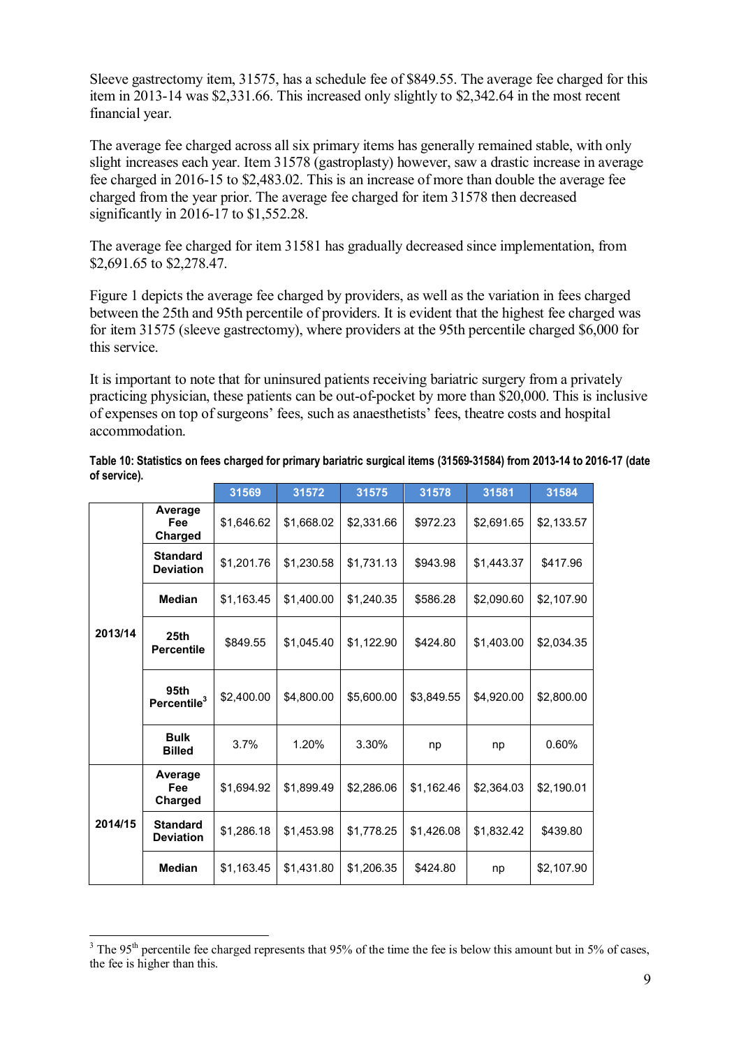Sleeve gastrectomy item, 31575, has a schedule fee of $849.55. The average fee charged for this item in 2013-14 was $2,331.66. This increased only slightly to $2,342.64 in the most recent financial year.

The average fee charged across all six primary items has generally remained stable, with only slight increases each year. Item 31578 (gastroplasty) however, saw a drastic increase in average fee charged in 2016-15 to $2,483.02. This is an increase of more than double the average fee charged from the year prior. The average fee charged for item 31578 then decreased significantly in 2016-17 to $1,552.28.

The average fee charged for item 31581 has gradually decreased since implementation, from $2,691.65 to $2,278.47.

Figure 1 depicts the average fee charged by providers, as well as the variation in fees charged between the 25th and 95th percentile of providers. It is evident that the highest fee charged was for item 31575 (sleeve gastrectomy), where providers at the 95th percentile charged $6,000 for this service.

It is important to note that for uninsured patients receiving bariatric surgery from a privately practicing physician, these patients can be out-of-pocket by more than $20,000. This is inclusive of expenses on top of surgeons' fees, such as anaesthetists' fees, theatre costs and hospital accommodation.

**Table 10: Statistics on fees charged for primary bariatric surgical items (31569-31584) from 2013-14 to 2016-17 (date of service).**

| | | 31569 | 31572 | 31575 | 31578 | 31581 | 31584 |
|---|---|---|---|---|---|---|---|
| 2013/14 | Average Fee Charged | $1,646.62 | $1,668.02 | $2,331.66 | $972.23 | $2,691.65 | $2,133.57 |
| | Standard Deviation | $1,201.76 | $1,230.58 | $1,731.13 | $943.98 | $1,443.37 | $417.96 |
| | Median | $1,163.45 | $1,400.00 | $1,240.35 | $586.28 | $2,090.60 | $2,107.90 |
| | 25th Percentile | $849.55 | $1,045.40 | $1,122.90 | $424.80 | $1,403.00 | $2,034.35 |
| | 95th Percentile[3] | $2,400.00 | $4,800.00 | $5,600.00 | $3,849.55 | $4,920.00 | $2,800.00 |
| | Bulk Billed | 3.7% | 1.20% | 3.30% | np | np | 0.60% |
| 2014/15 | Average Fee Charged | $1,694.92 | $1,899.49 | $2,286.06 | $1,162.46 | $2,364.03 | $2,190.01 |
| | Standard Deviation | $1,286.18 | $1,453.98 | $1,778.25 | $1,426.08 | $1,832.42 | $439.80 |
| | Median | $1,163.45 | $1,431.80 | $1,206.35 | $424.80 | np | $2,107.90 |

[3] The 95th percentile fee charged represents that 95% of the time the fee is below this amount but in 5% of cases, the fee is higher than this.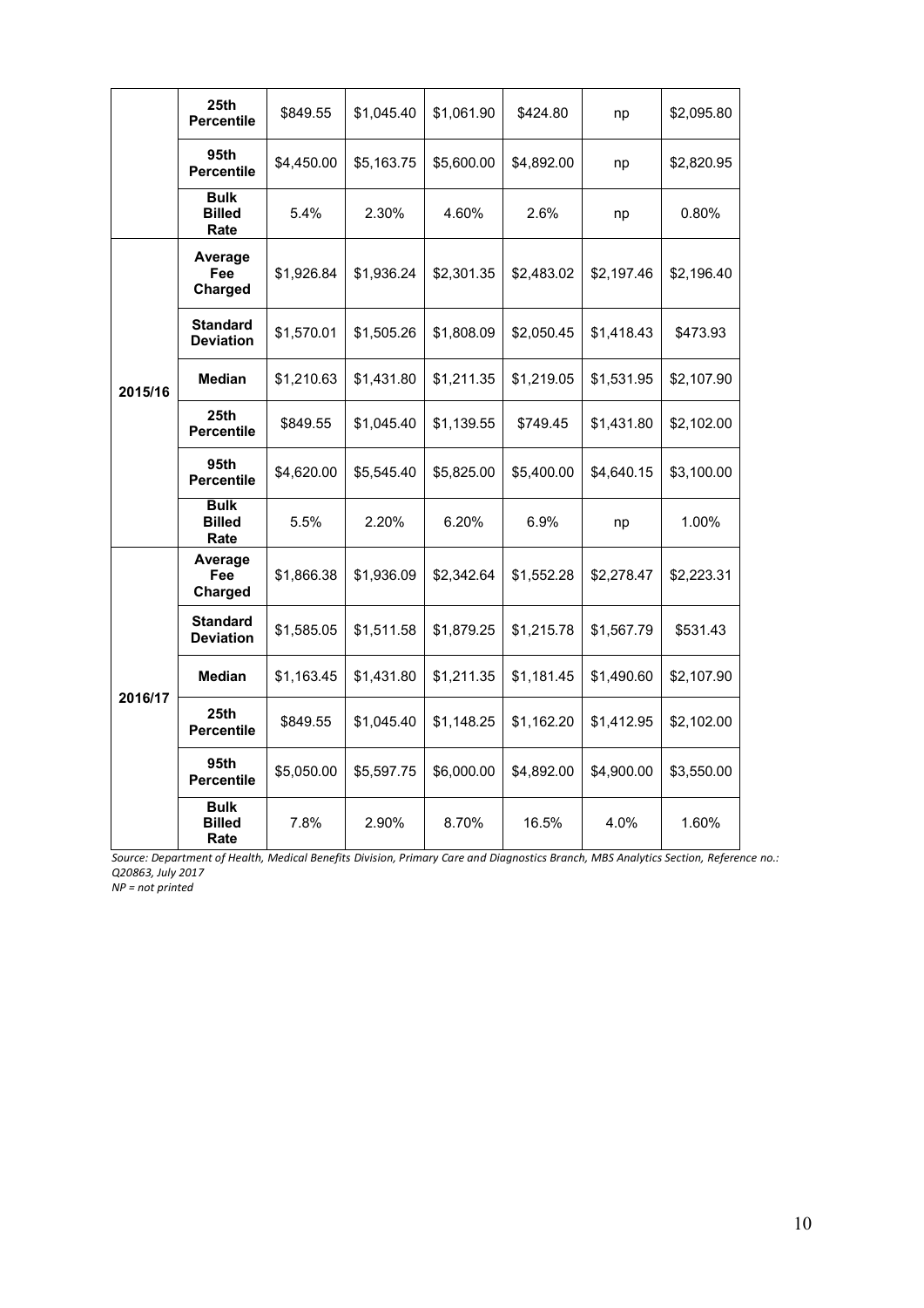| | | | | | | | |
|---|---|---|---|---|---|---|---|
| | **25th Percentile** | $849.55 | $1,045.40 | $1,061.90 | $424.80 | np | $2,095.80 |
| | **95th Percentile** | $4,450.00 | $5,163.75 | $5,600.00 | $4,892.00 | np | $2,820.95 |
| | **Bulk Billed Rate** | 5.4% | 2.30% | 4.60% | 2.6% | np | 0.80% |
| **2015/16** | **Average Fee Charged** | $1,926.84 | $1,936.24 | $2,301.35 | $2,483.02 | $2,197.46 | $2,196.40 |
| | **Standard Deviation** | $1,570.01 | $1,505.26 | $1,808.09 | $2,050.45 | $1,418.43 | $473.93 |
| | **Median** | $1,210.63 | $1,431.80 | $1,211.35 | $1,219.05 | $1,531.95 | $2,107.90 |
| | **25th Percentile** | $849.55 | $1,045.40 | $1,139.55 | $749.45 | $1,431.80 | $2,102.00 |
| | **95th Percentile** | $4,620.00 | $5,545.40 | $5,825.00 | $5,400.00 | $4,640.15 | $3,100.00 |
| | **Bulk Billed Rate** | 5.5% | 2.20% | 6.20% | 6.9% | np | 1.00% |
| **2016/17** | **Average Fee Charged** | $1,866.38 | $1,936.09 | $2,342.64 | $1,552.28 | $2,278.47 | $2,223.31 |
| | **Standard Deviation** | $1,585.05 | $1,511.58 | $1,879.25 | $1,215.78 | $1,567.79 | $531.43 |
| | **Median** | $1,163.45 | $1,431.80 | $1,211.35 | $1,181.45 | $1,490.60 | $2,107.90 |
| | **25th Percentile** | $849.55 | $1,045.40 | $1,148.25 | $1,162.20 | $1,412.95 | $2,102.00 |
| | **95th Percentile** | $5,050.00 | $5,597.75 | $6,000.00 | $4,892.00 | $4,900.00 | $3,550.00 |
| | **Bulk Billed Rate** | 7.8% | 2.90% | 8.70% | 16.5% | 4.0% | 1.60% |

*Source: Department of Health, Medical Benefits Division, Primary Care and Diagnostics Branch, MBS Analytics Section, Reference no.: Q20863, July 2017*
*NP = not printed*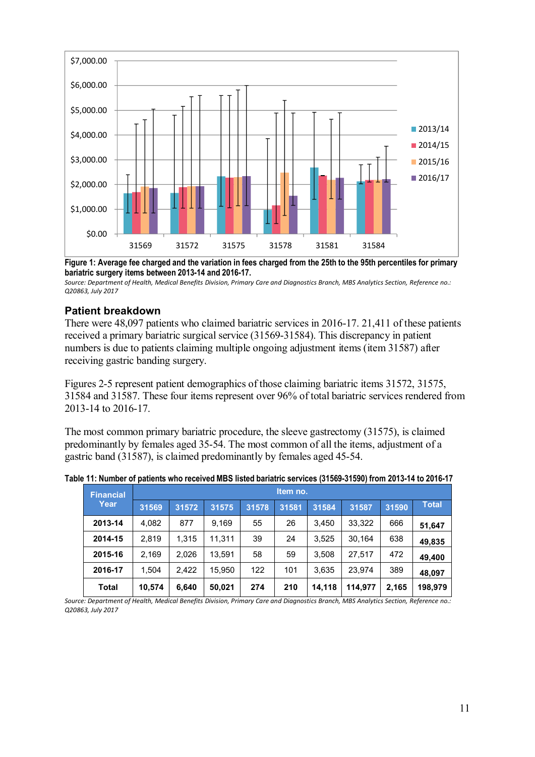**Figure 1: Average fee charged and the variation in fees charged from the 25th to the 95th percentiles for primary bariatric surgery items between 2013-14 and 2016-17.**

*Source: Department of Health, Medical Benefits Division, Primary Care and Diagnostics Branch, MBS Analytics Section, Reference no.: Q20863, July 2017*

## Patient breakdown

There were 48,097 patients who claimed bariatric services in 2016-17. 21,411 of these patients received a primary bariatric surgical service (31569-31584). This discrepancy in patient numbers is due to patients claiming multiple ongoing adjustment items (item 31587) after receiving gastric banding surgery.

Figures 2-5 represent patient demographics of those claiming bariatric items 31572, 31575, 31584 and 31587. These four items represent over 96% of total bariatric services rendered from 2013-14 to 2016-17.

The most common primary bariatric procedure, the sleeve gastrectomy (31575), is claimed predominantly by females aged 35-54. The most common of all the items, adjustment of a gastric band (31587), is claimed predominantly by females aged 45-54.

**Table 11: Number of patients who received MBS listed bariatric services (31569-31590) from 2013-14 to 2016-17**

| Financial Year | Item no. | | | | | | | | |
|---|---|---|---|---|---|---|---|---|---|
| | 31569 | 31572 | 31575 | 31578 | 31581 | 31584 | 31587 | 31590 | Total |
| **2013-14** | 4,082 | 877 | 9,169 | 55 | 26 | 3,450 | 33,322 | 666 | **51,647** |
| **2014-15** | 2,819 | 1,315 | 11,311 | 39 | 24 | 3,525 | 30,164 | 638 | **49,835** |
| **2015-16** | 2,169 | 2,026 | 13,591 | 58 | 59 | 3,508 | 27,517 | 472 | **49,400** |
| **2016-17** | 1,504 | 2,422 | 15,950 | 122 | 101 | 3,635 | 23,974 | 389 | **48,097** |
| **Total** | **10,574** | **6,640** | **50,021** | **274** | **210** | **14,118** | **114,977** | **2,165** | **198,979** |

*Source: Department of Health, Medical Benefits Division, Primary Care and Diagnostics Branch, MBS Analytics Section, Reference no.: Q20863, July 2017*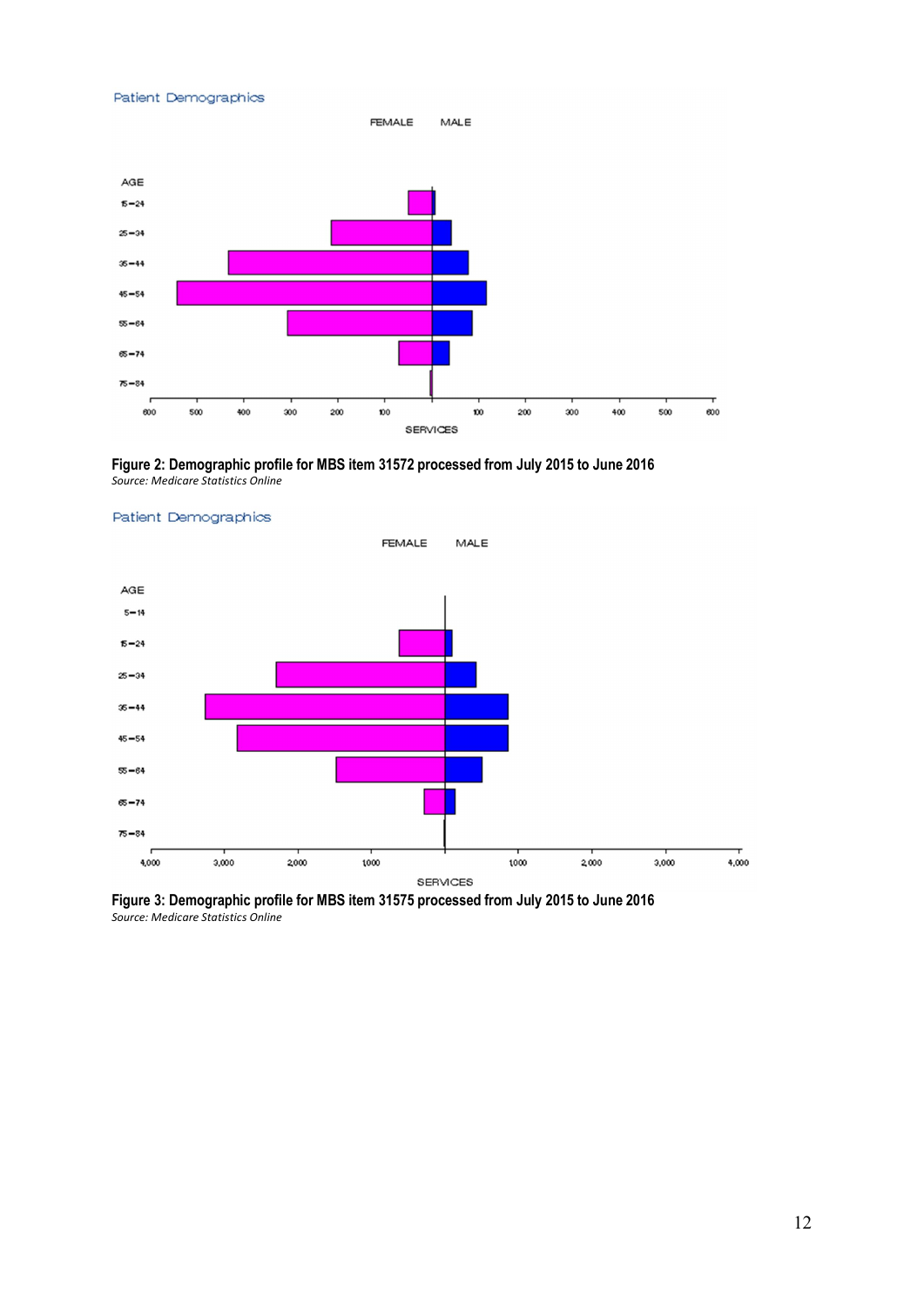Figure 2: Demographic profile for MBS item 31572 processed from July 2015 to June 2016

*Source: Medicare Statistics Online*

Figure 3: Demographic profile for MBS item 31575 processed from July 2015 to June 2016

*Source: Medicare Statistics Online*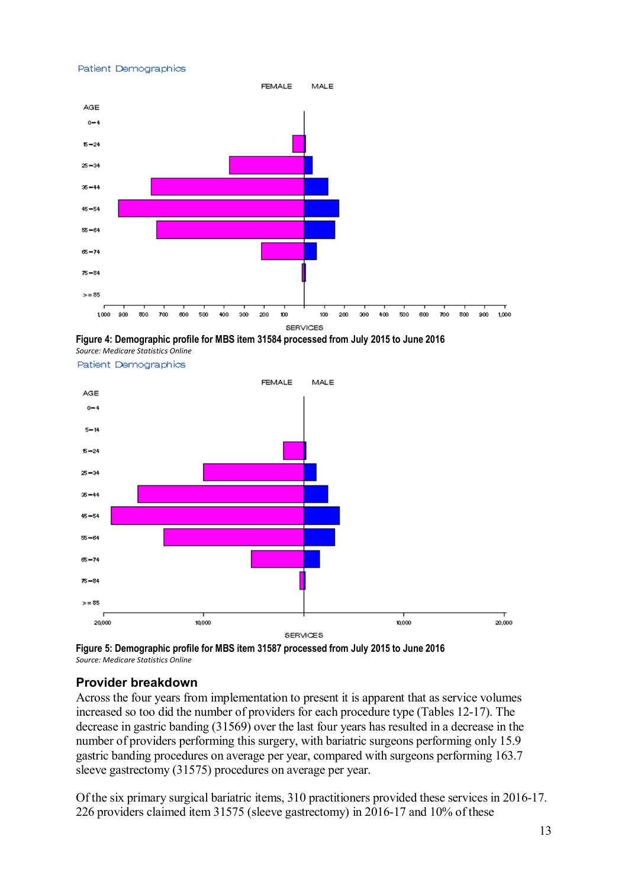Figure 4: Demographic profile for MBS item 31584 processed from July 2015 to June 2016

*Source: Medicare Statistics Online*

Figure 5: Demographic profile for MBS item 31587 processed from July 2015 to June 2016

*Source: Medicare Statistics Online*

## Provider breakdown

Across the four years from implementation to present it is apparent that as service volumes increased so too did the number of providers for each procedure type (Tables 12-17). The decrease in gastric banding (31569) over the last four years has resulted in a decrease in the number of providers performing this surgery, with bariatric surgeons performing only 15.9 gastric banding procedures on average per year, compared with surgeons performing 163.7 sleeve gastrectomy (31575) procedures on average per year.

Of the six primary surgical bariatric items, 310 practitioners provided these services in 2016-17. 226 providers claimed item 31575 (sleeve gastrectomy) in 2016-17 and 10% of these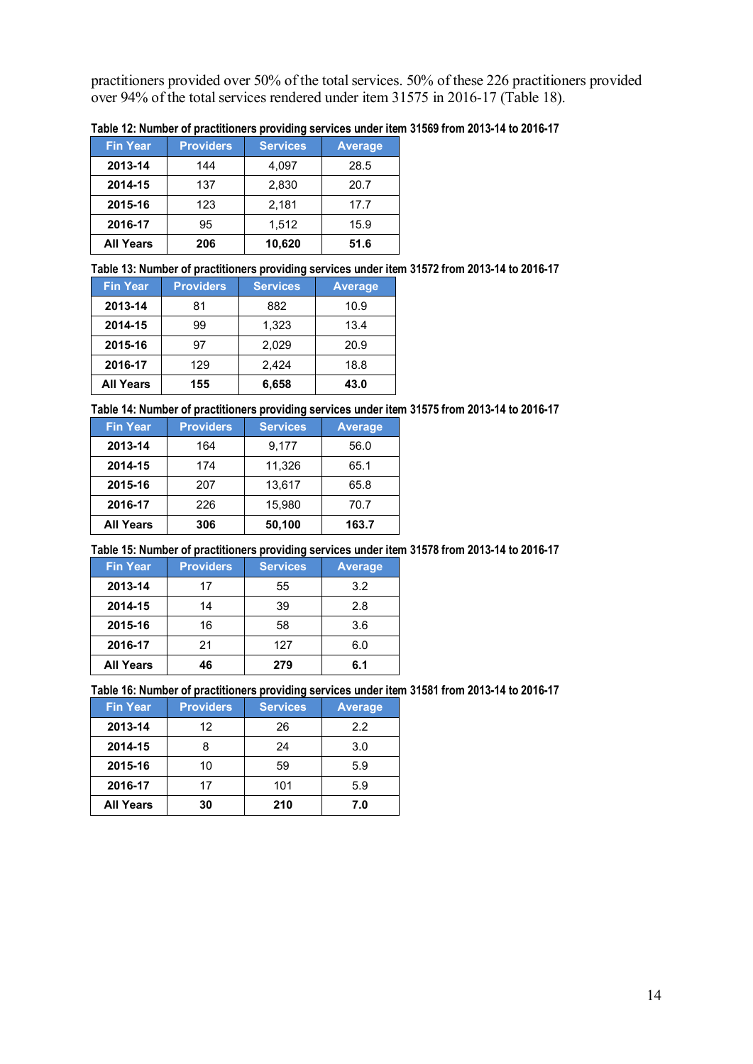practitioners provided over 50% of the total services. 50% of these 226 practitioners provided over 94% of the total services rendered under item 31575 in 2016-17 (Table 18).

Table 12: Number of practitioners providing services under item 31569 from 2013-14 to 2016-17

| Fin Year | Providers | Services | Average |
|---|---|---|---|
| **2013-14** | 144 | 4,097 | 28.5 |
| **2014-15** | 137 | 2,830 | 20.7 |
| **2015-16** | 123 | 2,181 | 17.7 |
| **2016-17** | 95 | 1,512 | 15.9 |
| **All Years** | **206** | **10,620** | **51.6** |

Table 13: Number of practitioners providing services under item 31572 from 2013-14 to 2016-17

| Fin Year | Providers | Services | Average |
|---|---|---|---|
| **2013-14** | 81 | 882 | 10.9 |
| **2014-15** | 99 | 1,323 | 13.4 |
| **2015-16** | 97 | 2,029 | 20.9 |
| **2016-17** | 129 | 2,424 | 18.8 |
| **All Years** | **155** | **6,658** | **43.0** |

Table 14: Number of practitioners providing services under item 31575 from 2013-14 to 2016-17

| Fin Year | Providers | Services | Average |
|---|---|---|---|
| **2013-14** | 164 | 9,177 | 56.0 |
| **2014-15** | 174 | 11,326 | 65.1 |
| **2015-16** | 207 | 13,617 | 65.8 |
| **2016-17** | 226 | 15,980 | 70.7 |
| **All Years** | **306** | **50,100** | **163.7** |

Table 15: Number of practitioners providing services under item 31578 from 2013-14 to 2016-17

| Fin Year | Providers | Services | Average |
|---|---|---|---|
| **2013-14** | 17 | 55 | 3.2 |
| **2014-15** | 14 | 39 | 2.8 |
| **2015-16** | 16 | 58 | 3.6 |
| **2016-17** | 21 | 127 | 6.0 |
| **All Years** | **46** | **279** | **6.1** |

Table 16: Number of practitioners providing services under item 31581 from 2013-14 to 2016-17

| Fin Year | Providers | Services | Average |
|---|---|---|---|
| **2013-14** | 12 | 26 | 2.2 |
| **2014-15** | 8 | 24 | 3.0 |
| **2015-16** | 10 | 59 | 5.9 |
| **2016-17** | 17 | 101 | 5.9 |
| **All Years** | **30** | **210** | **7.0** |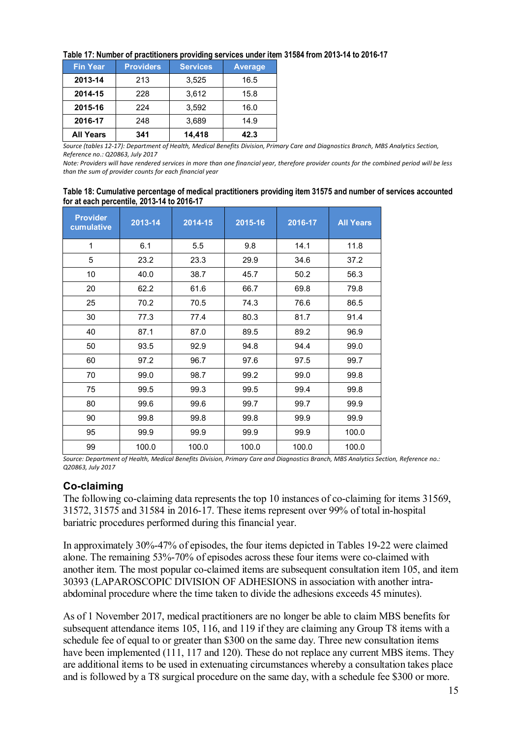**Table 17: Number of practitioners providing services under item 31584 from 2013-14 to 2016-17**

| Fin Year | Providers | Services | Average |
|---|---|---|---|
| **2013-14** | 213 | 3,525 | 16.5 |
| **2014-15** | 228 | 3,612 | 15.8 |
| **2015-16** | 224 | 3,592 | 16.0 |
| **2016-17** | 248 | 3,689 | 14.9 |
| **All Years** | **341** | **14,418** | **42.3** |

*Source (tables 12-17): Department of Health, Medical Benefits Division, Primary Care and Diagnostics Branch, MBS Analytics Section, Reference no.: Q20863, July 2017*

*Note: Providers will have rendered services in more than one financial year, therefore provider counts for the combined period will be less than the sum of provider counts for each financial year*

**Table 18: Cumulative percentage of medical practitioners providing item 31575 and number of services accounted for at each percentile, 2013-14 to 2016-17**

| Provider cumulative | 2013-14 | 2014-15 | 2015-16 | 2016-17 | All Years |
|---|---|---|---|---|---|
| 1 | 6.1 | 5.5 | 9.8 | 14.1 | 11.8 |
| 5 | 23.2 | 23.3 | 29.9 | 34.6 | 37.2 |
| 10 | 40.0 | 38.7 | 45.7 | 50.2 | 56.3 |
| 20 | 62.2 | 61.6 | 66.7 | 69.8 | 79.8 |
| 25 | 70.2 | 70.5 | 74.3 | 76.6 | 86.5 |
| 30 | 77.3 | 77.4 | 80.3 | 81.7 | 91.4 |
| 40 | 87.1 | 87.0 | 89.5 | 89.2 | 96.9 |
| 50 | 93.5 | 92.9 | 94.8 | 94.4 | 99.0 |
| 60 | 97.2 | 96.7 | 97.6 | 97.5 | 99.7 |
| 70 | 99.0 | 98.7 | 99.2 | 99.0 | 99.8 |
| 75 | 99.5 | 99.3 | 99.5 | 99.4 | 99.8 |
| 80 | 99.6 | 99.6 | 99.7 | 99.7 | 99.9 |
| 90 | 99.8 | 99.8 | 99.8 | 99.9 | 99.9 |
| 95 | 99.9 | 99.9 | 99.9 | 99.9 | 100.0 |
| 99 | 100.0 | 100.0 | 100.0 | 100.0 | 100.0 |

*Source: Department of Health, Medical Benefits Division, Primary Care and Diagnostics Branch, MBS Analytics Section, Reference no.: Q20863, July 2017*

## Co-claiming

The following co-claiming data represents the top 10 instances of co-claiming for items 31569, 31572, 31575 and 31584 in 2016-17. These items represent over 99% of total in-hospital bariatric procedures performed during this financial year.

In approximately 30%-47% of episodes, the four items depicted in Tables 19-22 were claimed alone. The remaining 53%-70% of episodes across these four items were co-claimed with another item. The most popular co-claimed items are subsequent consultation item 105, and item 30393 (LAPAROSCOPIC DIVISION OF ADHESIONS in association with another intra-abdominal procedure where the time taken to divide the adhesions exceeds 45 minutes).

As of 1 November 2017, medical practitioners are no longer be able to claim MBS benefits for subsequent attendance items 105, 116, and 119 if they are claiming any Group T8 items with a schedule fee of equal to or greater than $300 on the same day. Three new consultation items have been implemented (111, 117 and 120). These do not replace any current MBS items. They are additional items to be used in extenuating circumstances whereby a consultation takes place and is followed by a T8 surgical procedure on the same day, with a schedule fee $300 or more.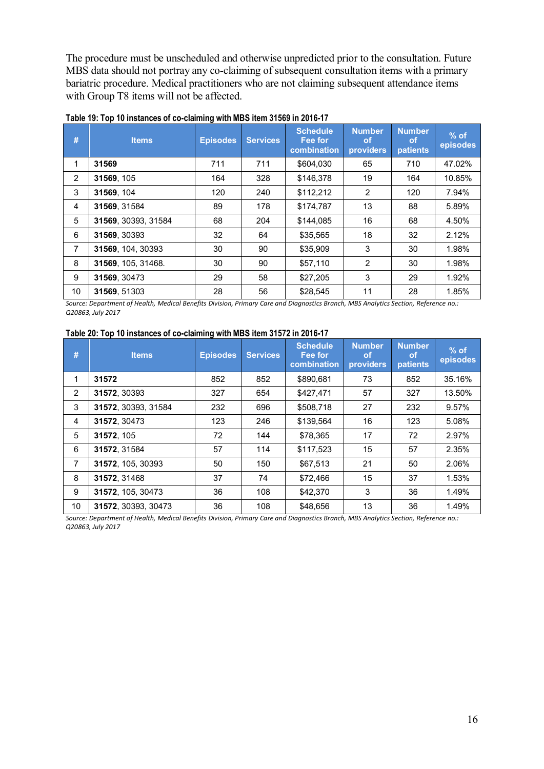The procedure must be unscheduled and otherwise unpredicted prior to the consultation. Future MBS data should not portray any co-claiming of subsequent consultation items with a primary bariatric procedure. Medical practitioners who are not claiming subsequent attendance items with Group T8 items will not be affected.

**Table 19: Top 10 instances of co-claiming with MBS item 31569 in 2016-17**

| # | Items | Episodes | Services | Schedule Fee for combination | Number of providers | Number of patients | % of episodes |
|---|---|---|---|---|---|---|---|
| 1 | **31569** | 711 | 711 | $604,030 | 65 | 710 | 47.02% |
| 2 | **31569**, 105 | 164 | 328 | $146,378 | 19 | 164 | 10.85% |
| 3 | **31569**, 104 | 120 | 240 | $112,212 | 2 | 120 | 7.94% |
| 4 | **31569**, 31584 | 89 | 178 | $174,787 | 13 | 88 | 5.89% |
| 5 | **31569**, 30393, 31584 | 68 | 204 | $144,085 | 16 | 68 | 4.50% |
| 6 | **31569**, 30393 | 32 | 64 | $35,565 | 18 | 32 | 2.12% |
| 7 | **31569**, 104, 30393 | 30 | 90 | $35,909 | 3 | 30 | 1.98% |
| 8 | **31569**, 105, 31468. | 30 | 90 | $57,110 | 2 | 30 | 1.98% |
| 9 | **31569**, 30473 | 29 | 58 | $27,205 | 3 | 29 | 1.92% |
| 10 | **31569**, 51303 | 28 | 56 | $28,545 | 11 | 28 | 1.85% |

*Source: Department of Health, Medical Benefits Division, Primary Care and Diagnostics Branch, MBS Analytics Section, Reference no.: Q20863, July 2017*

**Table 20: Top 10 instances of co-claiming with MBS item 31572 in 2016-17**

| # | Items | Episodes | Services | Schedule Fee for combination | Number of providers | Number of patients | % of episodes |
|---|---|---|---|---|---|---|---|
| 1 | **31572** | 852 | 852 | $890,681 | 73 | 852 | 35.16% |
| 2 | **31572**, 30393 | 327 | 654 | $427,471 | 57 | 327 | 13.50% |
| 3 | **31572**, 30393, 31584 | 232 | 696 | $508,718 | 27 | 232 | 9.57% |
| 4 | **31572**, 30473 | 123 | 246 | $139,564 | 16 | 123 | 5.08% |
| 5 | **31572**, 105 | 72 | 144 | $78,365 | 17 | 72 | 2.97% |
| 6 | **31572**, 31584 | 57 | 114 | $117,523 | 15 | 57 | 2.35% |
| 7 | **31572**, 105, 30393 | 50 | 150 | $67,513 | 21 | 50 | 2.06% |
| 8 | **31572**, 31468 | 37 | 74 | $72,466 | 15 | 37 | 1.53% |
| 9 | **31572**, 105, 30473 | 36 | 108 | $42,370 | 3 | 36 | 1.49% |
| 10 | **31572**, 30393, 30473 | 36 | 108 | $48,656 | 13 | 36 | 1.49% |

*Source: Department of Health, Medical Benefits Division, Primary Care and Diagnostics Branch, MBS Analytics Section, Reference no.: Q20863, July 2017*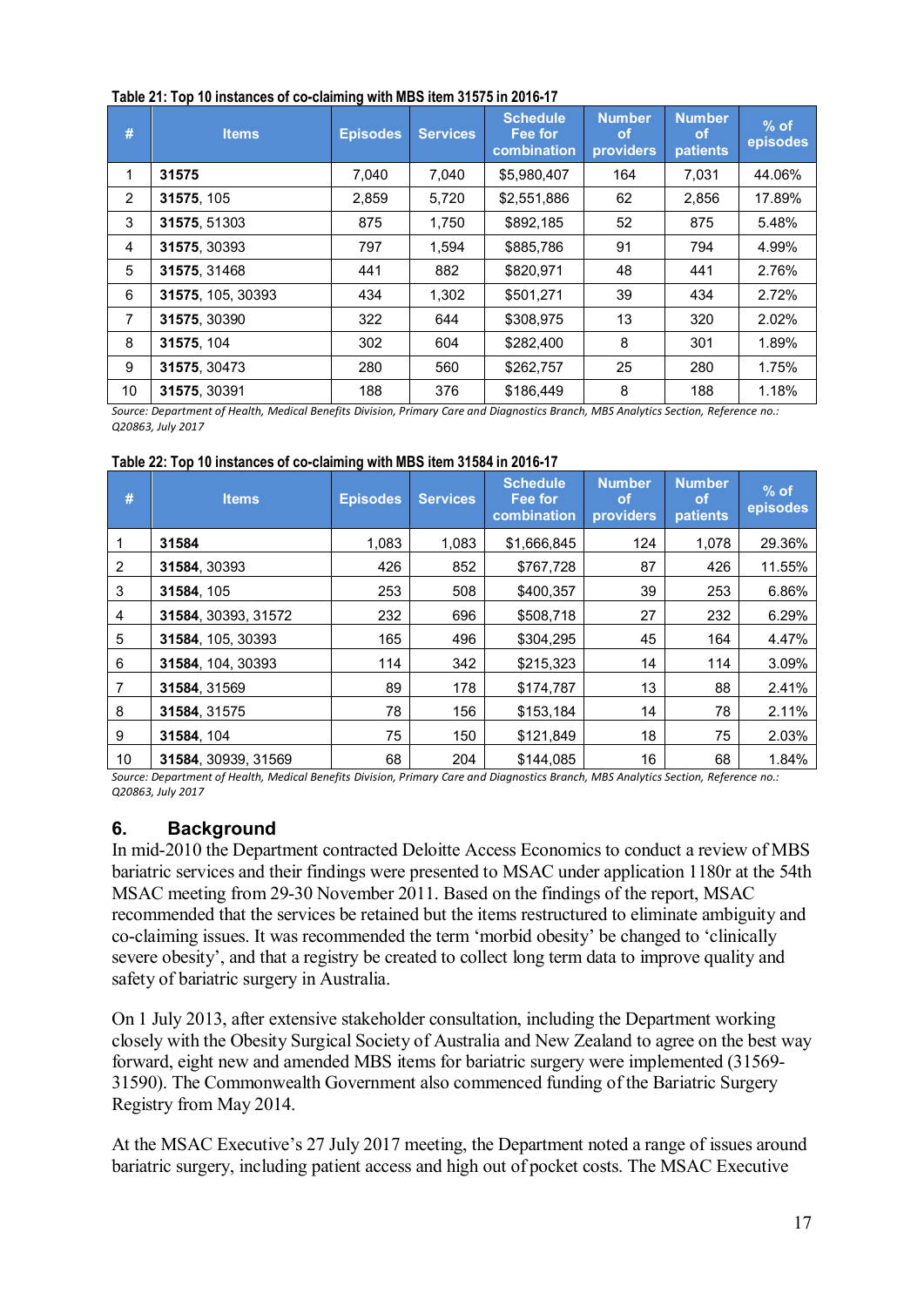**Table 21: Top 10 instances of co-claiming with MBS item 31575 in 2016-17**

| # | Items | Episodes | Services | Schedule Fee for combination | Number of providers | Number of patients | % of episodes |
|---|---|---|---|---|---|---|---|
| 1 | **31575** | 7,040 | 7,040 | $5,980,407 | 164 | 7,031 | 44.06% |
| 2 | **31575**, 105 | 2,859 | 5,720 | $2,551,886 | 62 | 2,856 | 17.89% |
| 3 | **31575**, 51303 | 875 | 1,750 | $892,185 | 52 | 875 | 5.48% |
| 4 | **31575**, 30393 | 797 | 1,594 | $885,786 | 91 | 794 | 4.99% |
| 5 | **31575**, 31468 | 441 | 882 | $820,971 | 48 | 441 | 2.76% |
| 6 | **31575**, 105, 30393 | 434 | 1,302 | $501,271 | 39 | 434 | 2.72% |
| 7 | **31575**, 30390 | 322 | 644 | $308,975 | 13 | 320 | 2.02% |
| 8 | **31575**, 104 | 302 | 604 | $282,400 | 8 | 301 | 1.89% |
| 9 | **31575**, 30473 | 280 | 560 | $262,757 | 25 | 280 | 1.75% |
| 10 | **31575**, 30391 | 188 | 376 | $186,449 | 8 | 188 | 1.18% |

*Source: Department of Health, Medical Benefits Division, Primary Care and Diagnostics Branch, MBS Analytics Section, Reference no.: Q20863, July 2017*

**Table 22: Top 10 instances of co-claiming with MBS item 31584 in 2016-17**

| # | Items | Episodes | Services | Schedule Fee for combination | Number of providers | Number of patients | % of episodes |
|---|---|---|---|---|---|---|---|
| 1 | **31584** | 1,083 | 1,083 | $1,666,845 | 124 | 1,078 | 29.36% |
| 2 | **31584**, 30393 | 426 | 852 | $767,728 | 87 | 426 | 11.55% |
| 3 | **31584**, 105 | 253 | 508 | $400,357 | 39 | 253 | 6.86% |
| 4 | **31584**, 30393, 31572 | 232 | 696 | $508,718 | 27 | 232 | 6.29% |
| 5 | **31584**, 105, 30393 | 165 | 496 | $304,295 | 45 | 164 | 4.47% |
| 6 | **31584**, 104, 30393 | 114 | 342 | $215,323 | 14 | 114 | 3.09% |
| 7 | **31584**, 31569 | 89 | 178 | $174,787 | 13 | 88 | 2.41% |
| 8 | **31584**, 31575 | 78 | 156 | $153,184 | 14 | 78 | 2.11% |
| 9 | **31584**, 104 | 75 | 150 | $121,849 | 18 | 75 | 2.03% |
| 10 | **31584**, 30939, 31569 | 68 | 204 | $144,085 | 16 | 68 | 1.84% |

*Source: Department of Health, Medical Benefits Division, Primary Care and Diagnostics Branch, MBS Analytics Section, Reference no.: Q20863, July 2017*

## 6. Background

In mid-2010 the Department contracted Deloitte Access Economics to conduct a review of MBS bariatric services and their findings were presented to MSAC under application 1180r at the 54th MSAC meeting from 29-30 November 2011. Based on the findings of the report, MSAC recommended that the services be retained but the items restructured to eliminate ambiguity and co-claiming issues. It was recommended the term 'morbid obesity' be changed to 'clinically severe obesity', and that a registry be created to collect long term data to improve quality and safety of bariatric surgery in Australia.

On 1 July 2013, after extensive stakeholder consultation, including the Department working closely with the Obesity Surgical Society of Australia and New Zealand to agree on the best way forward, eight new and amended MBS items for bariatric surgery were implemented (31569-31590). The Commonwealth Government also commenced funding of the Bariatric Surgery Registry from May 2014.

At the MSAC Executive's 27 July 2017 meeting, the Department noted a range of issues around bariatric surgery, including patient access and high out of pocket costs. The MSAC Executive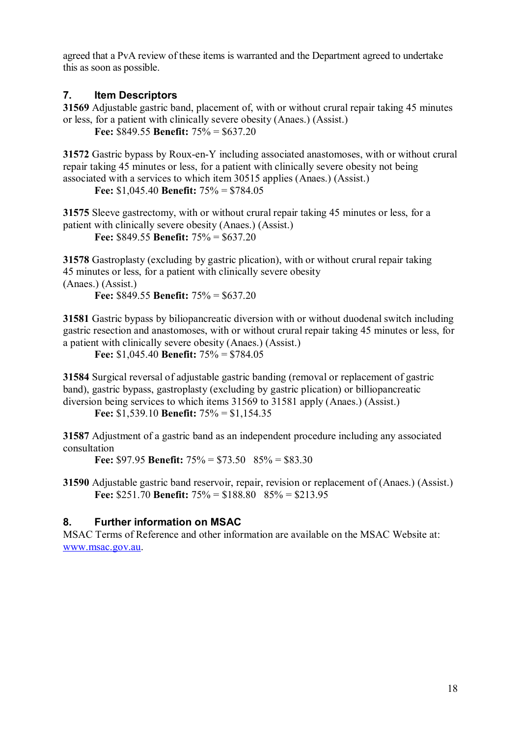agreed that a PvA review of these items is warranted and the Department agreed to undertake this as soon as possible.

## 7. Item Descriptors

**31569** Adjustable gastric band, placement of, with or without crural repair taking 45 minutes or less, for a patient with clinically severe obesity (Anaes.) (Assist.)
**Fee:** $849.55 **Benefit:** 75% = $637.20

**31572** Gastric bypass by Roux-en-Y including associated anastomoses, with or without crural repair taking 45 minutes or less, for a patient with clinically severe obesity not being associated with a services to which item 30515 applies (Anaes.) (Assist.)
**Fee:** $1,045.40 **Benefit:** 75% = $784.05

**31575** Sleeve gastrectomy, with or without crural repair taking 45 minutes or less, for a patient with clinically severe obesity (Anaes.) (Assist.)
**Fee:** $849.55 **Benefit:** 75% = $637.20

**31578** Gastroplasty (excluding by gastric plication), with or without crural repair taking 45 minutes or less, for a patient with clinically severe obesity (Anaes.) (Assist.)
**Fee:** $849.55 **Benefit:** 75% = $637.20

**31581** Gastric bypass by biliopancreatic diversion with or without duodenal switch including gastric resection and anastomoses, with or without crural repair taking 45 minutes or less, for a patient with clinically severe obesity (Anaes.) (Assist.)
**Fee:** $1,045.40 **Benefit:** 75% = $784.05

**31584** Surgical reversal of adjustable gastric banding (removal or replacement of gastric band), gastric bypass, gastroplasty (excluding by gastric plication) or billiopancreatic diversion being services to which items 31569 to 31581 apply (Anaes.) (Assist.)
**Fee:** $1,539.10 **Benefit:** 75% = $1,154.35

**31587** Adjustment of a gastric band as an independent procedure including any associated consultation
**Fee:** $97.95 **Benefit:** 75% = $73.50 85% = $83.30

**31590** Adjustable gastric band reservoir, repair, revision or replacement of (Anaes.) (Assist.)
**Fee:** $251.70 **Benefit:** 75% = $188.80 85% = $213.95

## 8. Further information on MSAC

MSAC Terms of Reference and other information are available on the MSAC Website at: www.msac.gov.au.